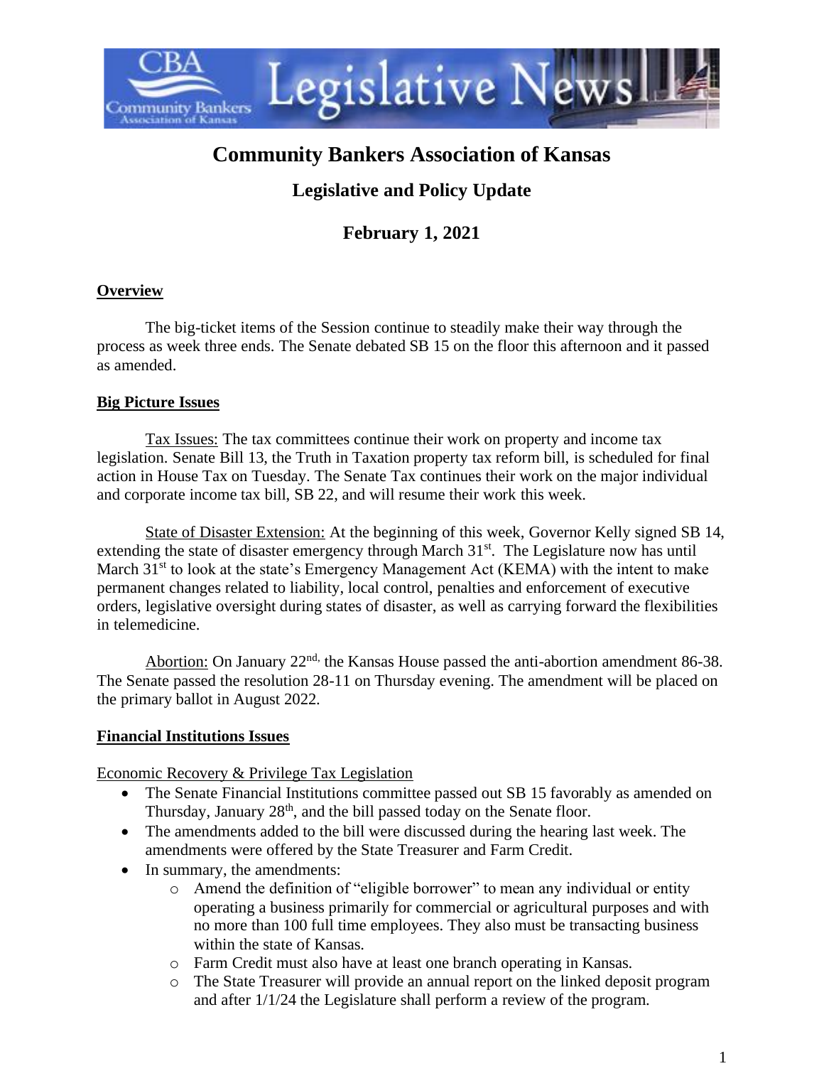# Community Bankers Association of Kansas

## Legislative and Policy Update

## February 1, 2021

**Overview**

The big-ticket items of the Session continue to steadily make their way through the process as week three ends. The Senate debated SB 15 on the floor this afternoon and it passed as amended.

**Big Picture Issues**

Tax Issues: The tax committees continue their work on property and income tax legislation. Senate Bill 13, the Truth in Taxation property tax reform bill, is scheduled for final action in House Tax on Tuesday. The Senate Tax continues their work on the major individual and corporate income tax bill, SB 22, and will resume their work this week.

State of Disaster Extension: At the beginning of this week, Governor Kelly signed SB 14, extending the state of disaster emergency through March 31st. The Legislature now has until March 31st to look at the state's Emergency Management Act (KEMA) with the intent to make permanent changes related to liability, local control, penalties and enforcement of executive orders, legislative oversight during states of disaster, as well as carrying forward the flexibilities in telemedicine.

Abortion: On January 22nd, the Kansas House passed the anti-abortion amendment 86-38. The Senate passed the resolution 28-11 on Thursday evening. The amendment will be placed on the primary ballot in August 2022.

**Financial Institutions Issues**

Economic Recovery & Privilege Tax Legislation

- The Senate Financial Institutions committee passed out SB 15 favorably as amended on Thursday, January 28th, and the bill passed today on the Senate floor.
- The amendments added to the bill were discussed during the hearing last week. The amendments were offered by the State Treasurer and Farm Credit.
- In summary, the amendments:
  - Amend the definition of "eligible borrower" to mean any individual or entity operating a business primarily for commercial or agricultural purposes and with no more than 100 full time employees. They also must be transacting business within the state of Kansas.
  - Farm Credit must also have at least one branch operating in Kansas.
  - The State Treasurer will provide an annual report on the linked deposit program and after 1/1/24 the Legislature shall perform a review of the program.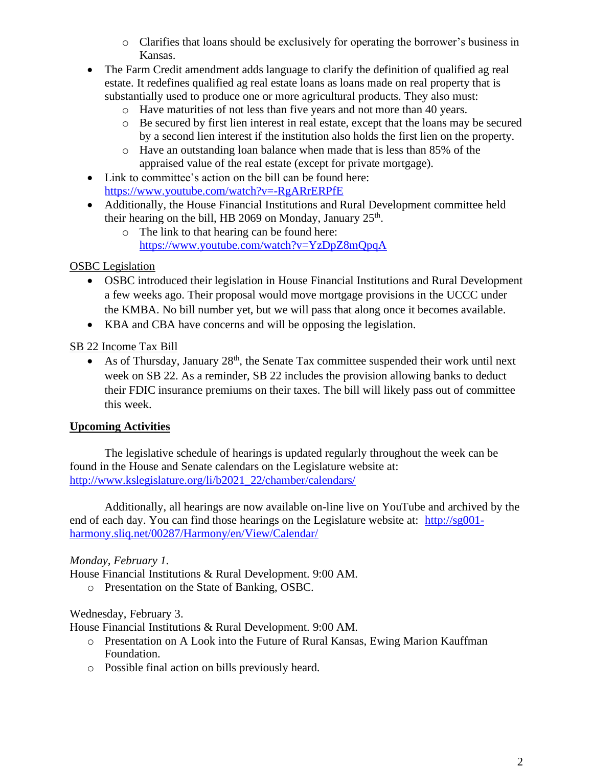- Clarifies that loans should be exclusively for operating the borrower's business in Kansas.
- The Farm Credit amendment adds language to clarify the definition of qualified ag real estate. It redefines qualified ag real estate loans as loans made on real property that is substantially used to produce one or more agricultural products. They also must:
    - Have maturities of not less than five years and not more than 40 years.
    - Be secured by first lien interest in real estate, except that the loans may be secured by a second lien interest if the institution also holds the first lien on the property.
    - Have an outstanding loan balance when made that is less than 85% of the appraised value of the real estate (except for private mortgage).
- Link to committee's action on the bill can be found here: https://www.youtube.com/watch?v=-RgARrERPfE
- Additionally, the House Financial Institutions and Rural Development committee held their hearing on the bill, HB 2069 on Monday, January 25th.
    - The link to that hearing can be found here: https://www.youtube.com/watch?v=YzDpZ8mQpqA

<u>OSBC Legislation</u>

- OSBC introduced their legislation in House Financial Institutions and Rural Development a few weeks ago. Their proposal would move mortgage provisions in the UCCC under the KMBA. No bill number yet, but we will pass that along once it becomes available.
- KBA and CBA have concerns and will be opposing the legislation.

<u>SB 22 Income Tax Bill</u>

- As of Thursday, January 28th, the Senate Tax committee suspended their work until next week on SB 22. As a reminder, SB 22 includes the provision allowing banks to deduct their FDIC insurance premiums on their taxes. The bill will likely pass out of committee this week.

## **<u>Upcoming Activities</u>**

The legislative schedule of hearings is updated regularly throughout the week can be found in the House and Senate calendars on the Legislature website at: http://www.kslegislature.org/li/b2021_22/chamber/calendars/

Additionally, all hearings are now available on-line live on YouTube and archived by the end of each day. You can find those hearings on the Legislature website at: http://sg001-harmony.sliq.net/00287/Harmony/en/View/Calendar/

*Monday, February 1.*
House Financial Institutions & Rural Development. 9:00 AM.

- Presentation on the State of Banking, OSBC.

Wednesday, February 3.
House Financial Institutions & Rural Development. 9:00 AM.

- Presentation on A Look into the Future of Rural Kansas, Ewing Marion Kauffman Foundation.
- Possible final action on bills previously heard.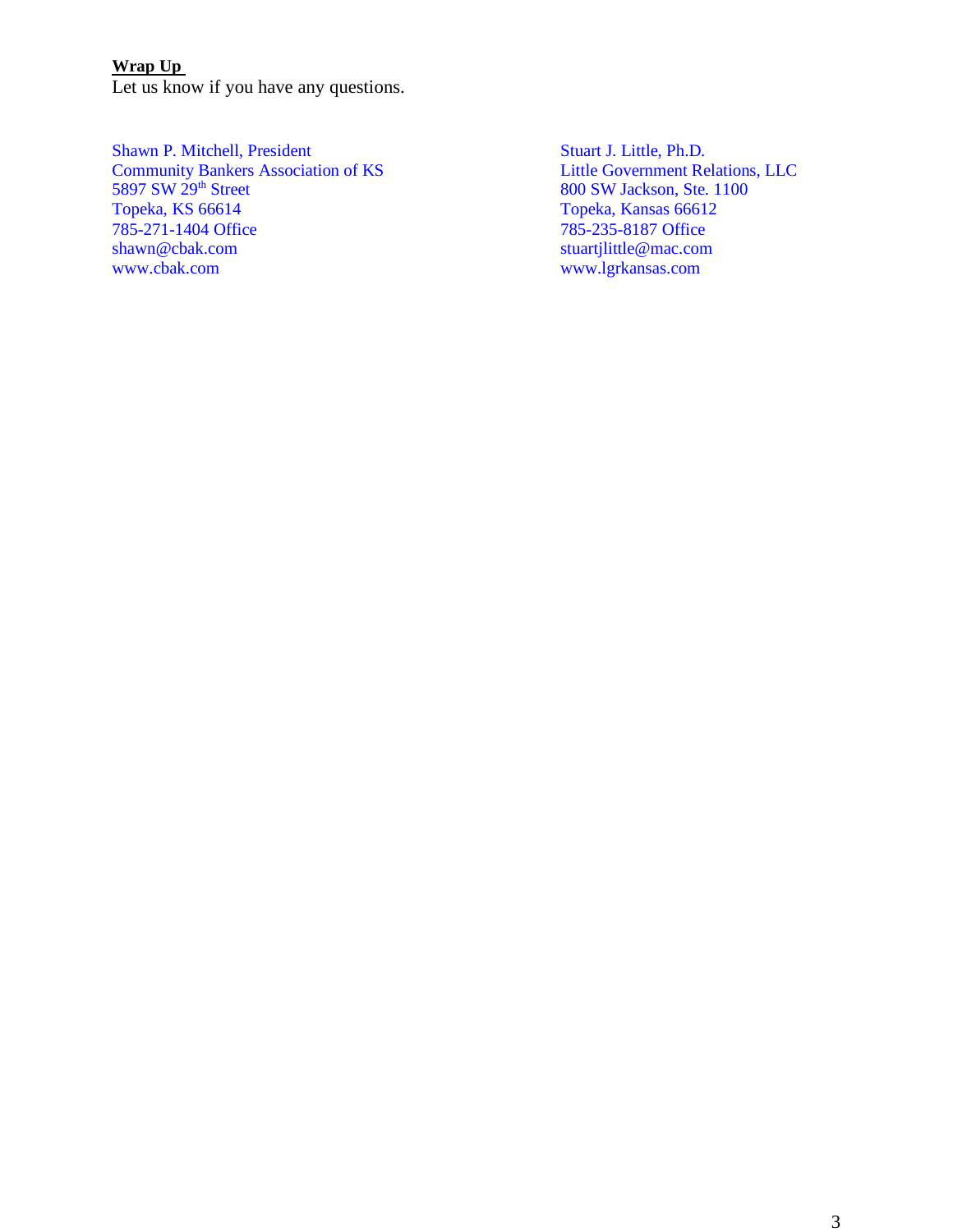**<u>Wrap Up</u>**

Let us know if you have any questions.

Shawn P. Mitchell, President
Community Bankers Association of KS
5897 SW 29th Street
Topeka, KS 66614
785-271-1404 Office
shawn@cbak.com
www.cbak.com

Stuart J. Little, Ph.D.
Little Government Relations, LLC
800 SW Jackson, Ste. 1100
Topeka, Kansas 66612
785-235-8187 Office
stuartjlittle@mac.com
www.lgrkansas.com